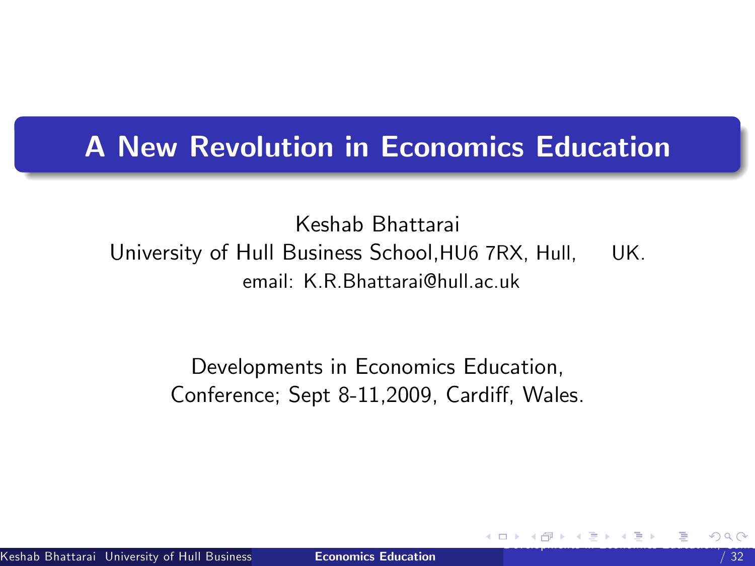# A New Revolution in Economics Education

Keshab Bhattarai

University of Hull Business School,HU6 7RX, Hull, UK.

email: K.R.Bhattarai@hull.ac.uk

Developments in Economics Education, Conference; Sept 8-11,2009, Cardiff, Wales.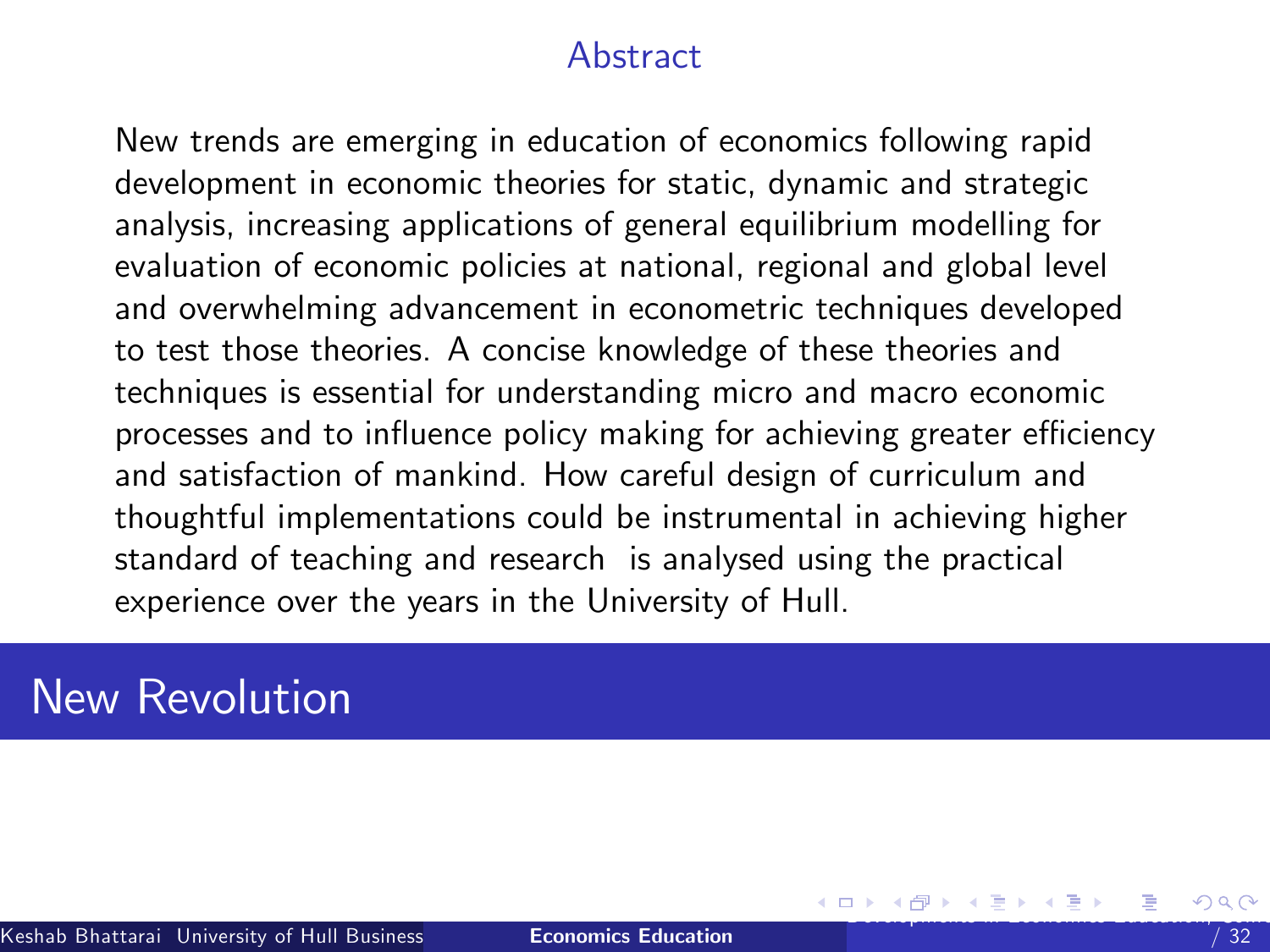## Abstract

New trends are emerging in education of economics following rapid development in economic theories for static, dynamic and strategic analysis, increasing applications of general equilibrium modelling for evaluation of economic policies at national, regional and global level and overwhelming advancement in econometric techniques developed to test those theories. A concise knowledge of these theories and techniques is essential for understanding micro and macro economic processes and to influence policy making for achieving greater efficiency and satisfaction of mankind. How careful design of curriculum and thoughtful implementations could be instrumental in achieving higher standard of teaching and research is analysed using the practical experience over the years in the University of Hull.

# New Revolution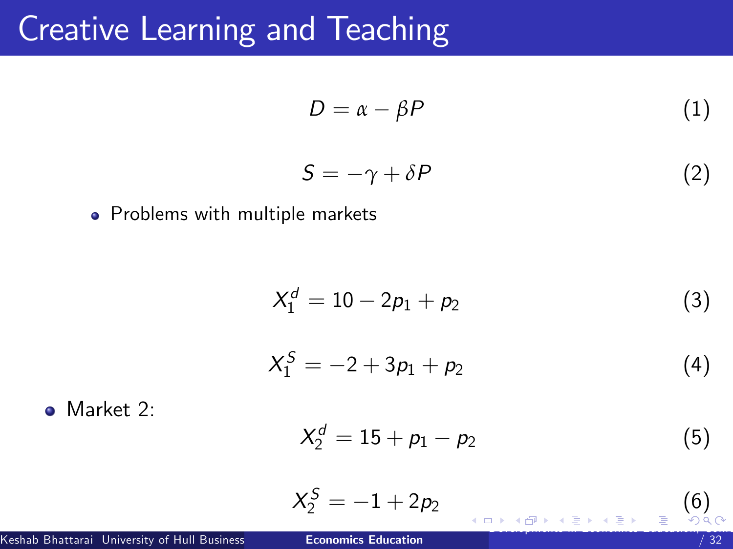# Creative Learning and Teaching

$$D = \alpha - \beta P \tag{1}$$

$$S = -\gamma + \delta P \tag{2}$$

- Problems with multiple markets

$$X_1^d = 10 - 2p_1 + p_2 \tag{3}$$

$$X_1^S = -2 + 3p_1 + p_2 \tag{4}$$

- Market 2:

$$X_2^d = 15 + p_1 - p_2 \tag{5}$$

$$X_2^S = -1 + 2p_2 \tag{6}$$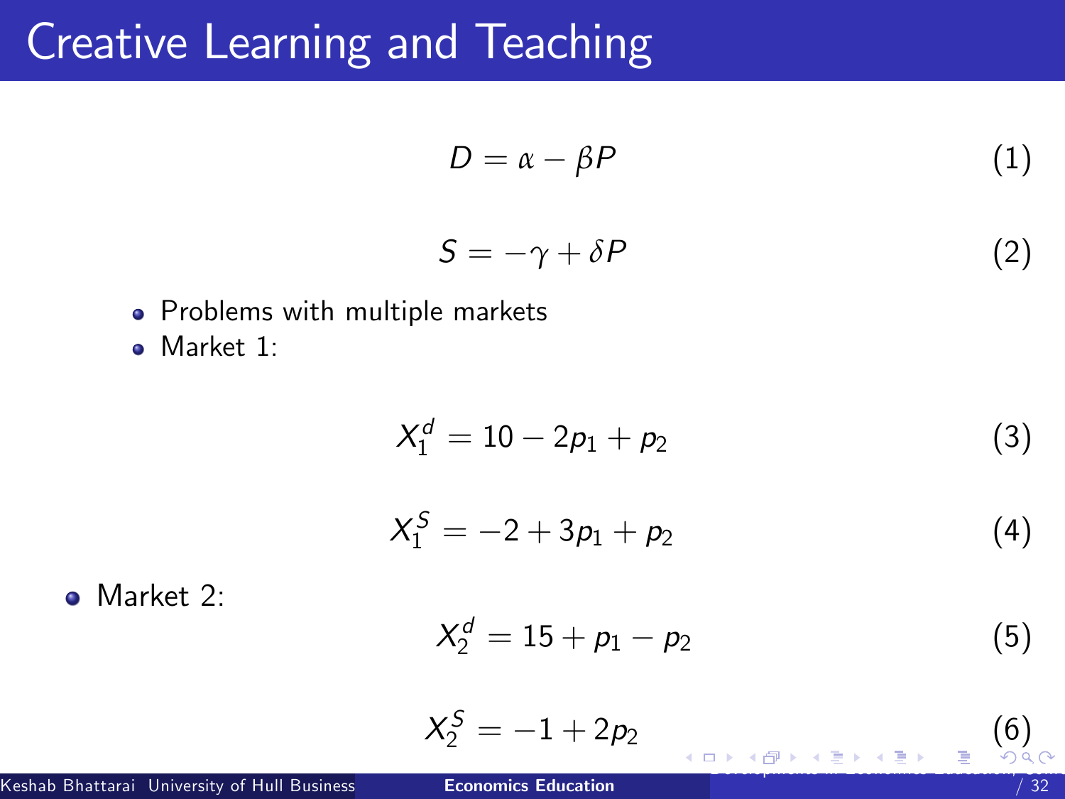# Creative Learning and Teaching

$$D = \alpha - \beta P \tag{1}$$

$$S = -\gamma + \delta P \tag{2}$$

- Problems with multiple markets
- Market 1:

$$X_1^d = 10 - 2p_1 + p_2 \tag{3}$$

$$X_1^S = -2 + 3p_1 + p_2 \tag{4}$$

- Market 2:

$$X_2^d = 15 + p_1 - p_2 \tag{5}$$

$$X_2^S = -1 + 2p_2 \tag{6}$$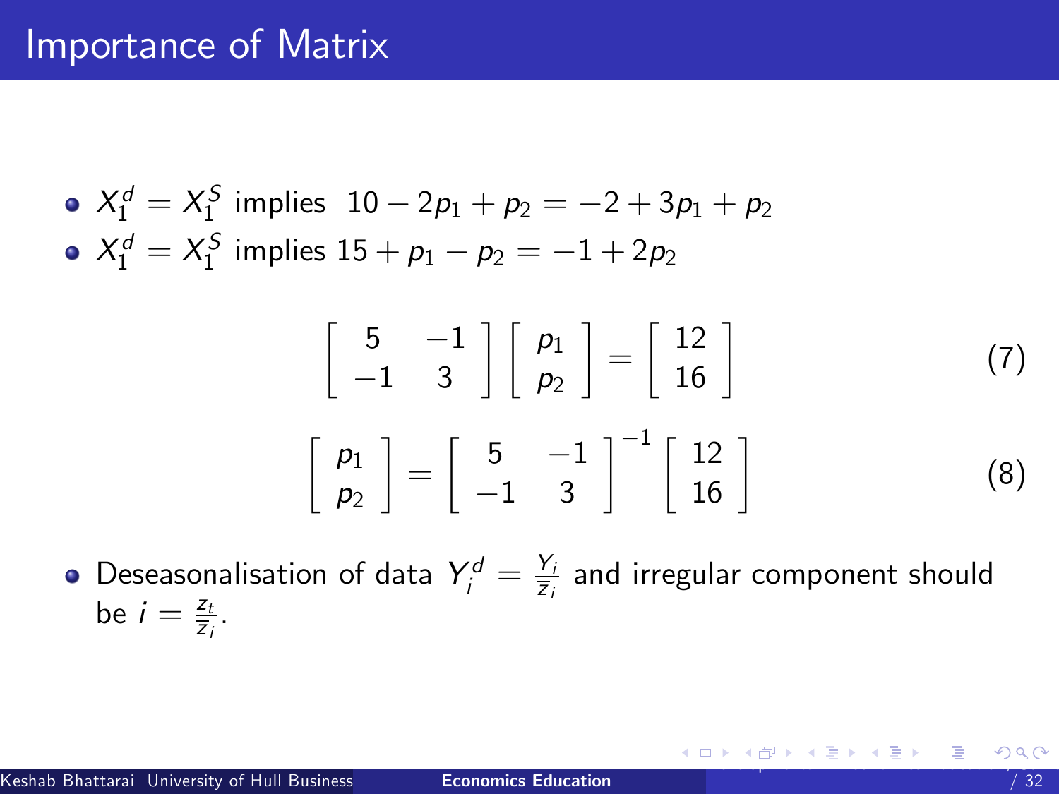# Importance of Matrix

- $X_1^d = X_1^S$ implies $10 - 2p_1 + p_2 = -2 + 3p_1 + p_2$
- $X_1^d = X_1^S$ implies $15 + p_1 - p_2 = -1 + 2p_2$

$$\begin{bmatrix} 5 & -1 \\ -1 & 3 \end{bmatrix} \begin{bmatrix} p_1 \\ p_2 \end{bmatrix} = \begin{bmatrix} 12 \\ 16 \end{bmatrix} \tag{7}$$

$$\begin{bmatrix} p_1 \\ p_2 \end{bmatrix} = \begin{bmatrix} 5 & -1 \\ -1 & 3 \end{bmatrix}^{-1} \begin{bmatrix} 12 \\ 16 \end{bmatrix} \tag{8}$$

- Deseasonalisation of data $Y_i^d = \frac{Y_i}{\overline{z}_i}$ and irregular component should be $i = \frac{z_t}{\overline{z}_i}$.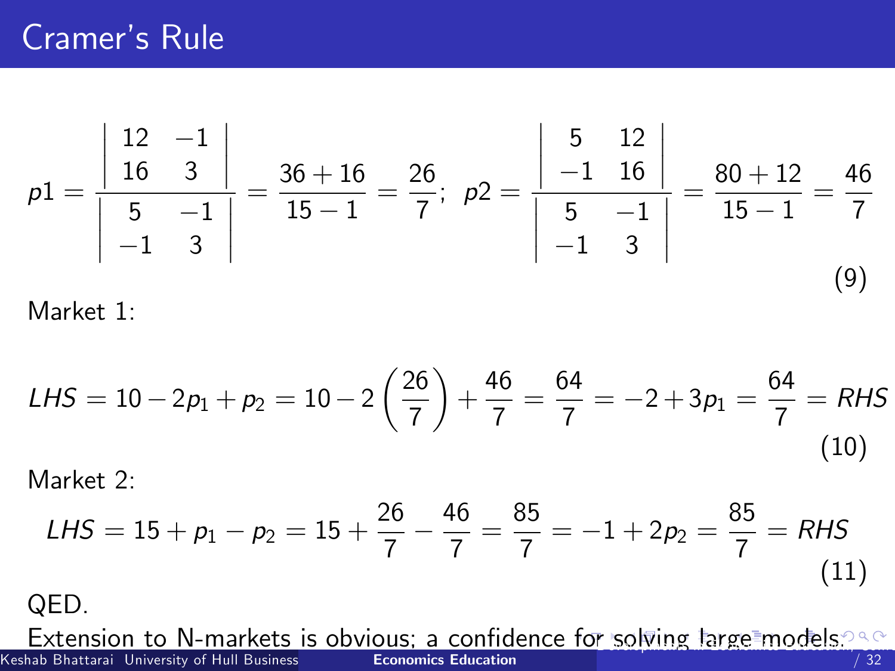# Cramer's Rule

$$p1 = \frac{\begin{vmatrix} 12 & -1 \\ 16 & 3 \end{vmatrix}}{\begin{vmatrix} 5 & -1 \\ -1 & 3 \end{vmatrix}} = \frac{36+16}{15-1} = \frac{26}{7}; \;\; p2 = \frac{\begin{vmatrix} 5 & 12 \\ -1 & 16 \end{vmatrix}}{\begin{vmatrix} 5 & -1 \\ -1 & 3 \end{vmatrix}} = \frac{80+12}{15-1} = \frac{46}{7} \tag{9}$$

Market 1:

$$LHS = 10 - 2p_1 + p_2 = 10 - 2\left(\frac{26}{7}\right) + \frac{46}{7} = \frac{64}{7} = -2 + 3p_1 = \frac{64}{7} = RHS \tag{10}$$

Market 2:

$$LHS = 15 + p_1 - p_2 = 15 + \frac{26}{7} - \frac{46}{7} = \frac{85}{7} = -1 + 2p_2 = \frac{85}{7} = RHS \tag{11}$$

QED.

Extension to N-markets is obvious; a confidence for solving large models.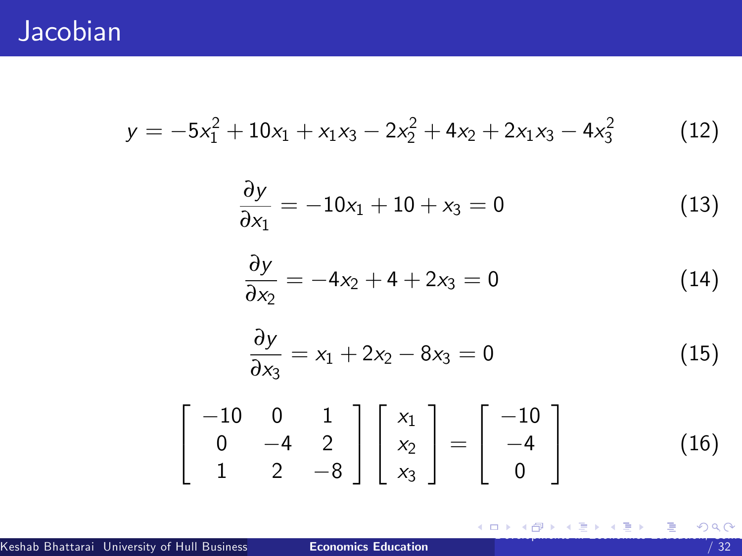# Jacobian

$$y = -5x_1^2 + 10x_1 + x_1x_3 - 2x_2^2 + 4x_2 + 2x_1x_3 - 4x_3^2 \tag{12}$$

$$\frac{\partial y}{\partial x_1} = -10x_1 + 10 + x_3 = 0 \tag{13}$$

$$\frac{\partial y}{\partial x_2} = -4x_2 + 4 + 2x_3 = 0 \tag{14}$$

$$\frac{\partial y}{\partial x_3} = x_1 + 2x_2 - 8x_3 = 0 \tag{15}$$

$$\begin{bmatrix} -10 & 0 & 1 \\ 0 & -4 & 2 \\ 1 & 2 & -8 \end{bmatrix} \begin{bmatrix} x_1 \\ x_2 \\ x_3 \end{bmatrix} = \begin{bmatrix} -10 \\ -4 \\ 0 \end{bmatrix} \tag{16}$$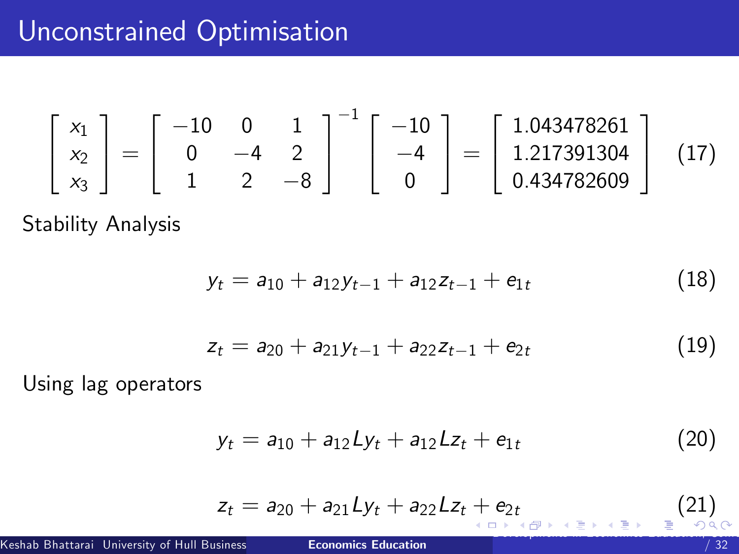# Unconstrained Optimisation

$$\begin{bmatrix} x_1 \\ x_2 \\ x_3 \end{bmatrix} = \begin{bmatrix} -10 & 0 & 1 \\ 0 & -4 & 2 \\ 1 & 2 & -8 \end{bmatrix}^{-1} \begin{bmatrix} -10 \\ -4 \\ 0 \end{bmatrix} = \begin{bmatrix} 1.043478261 \\ 1.217391304 \\ 0.434782609 \end{bmatrix} \tag{17}$$

Stability Analysis

$$y_t = a_{10} + a_{12} y_{t-1} + a_{12} z_{t-1} + e_{1t} \tag{18}$$

$$z_t = a_{20} + a_{21} y_{t-1} + a_{22} z_{t-1} + e_{2t} \tag{19}$$

Using lag operators

$$y_t = a_{10} + a_{12} L y_t + a_{12} L z_t + e_{1t} \tag{20}$$

$$z_t = a_{20} + a_{21} L y_t + a_{22} L z_t + e_{2t} \tag{21}$$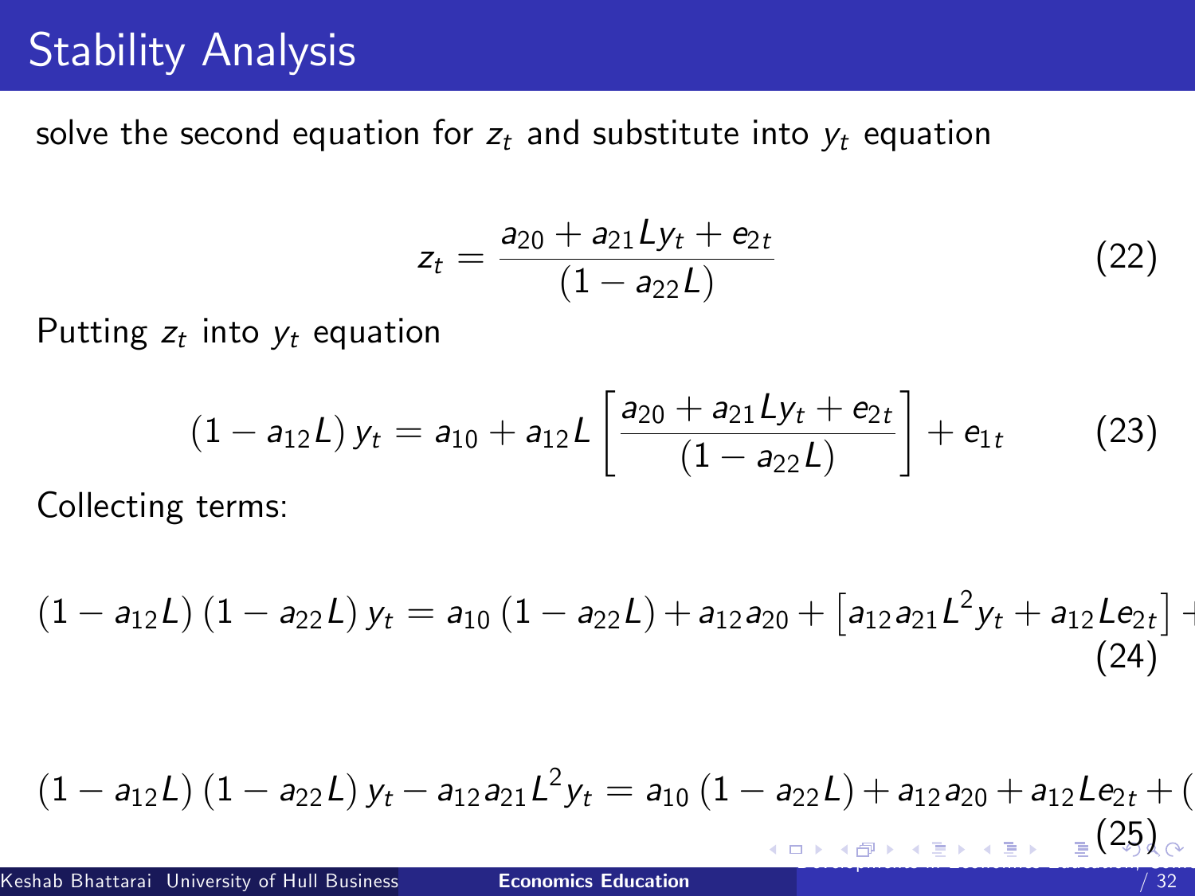## Stability Analysis

solve the second equation for $z_t$ and substitute into $y_t$ equation

$$z_t = \frac{a_{20} + a_{21} L y_t + e_{2t}}{(1 - a_{22} L)} \tag{22}$$

Putting $z_t$ into $y_t$ equation

$$(1 - a_{12} L) \, y_t = a_{10} + a_{12} L \left[ \frac{a_{20} + a_{21} L y_t + e_{2t}}{(1 - a_{22} L)} \right] + e_{1t} \tag{23}$$

Collecting terms:

$$(1 - a_{12} L) \, (1 - a_{22} L) \, y_t = a_{10} \, (1 - a_{22} L) + a_{12} a_{20} + \left[ a_{12} a_{21} L^2 y_t + a_{12} L e_{2t} \right] + \tag{24}$$

$$(1 - a_{12} L) \, (1 - a_{22} L) \, y_t - a_{12} a_{21} L^2 y_t = a_{10} \, (1 - a_{22} L) + a_{12} a_{20} + a_{12} L e_{2t} + ( \tag{25}$$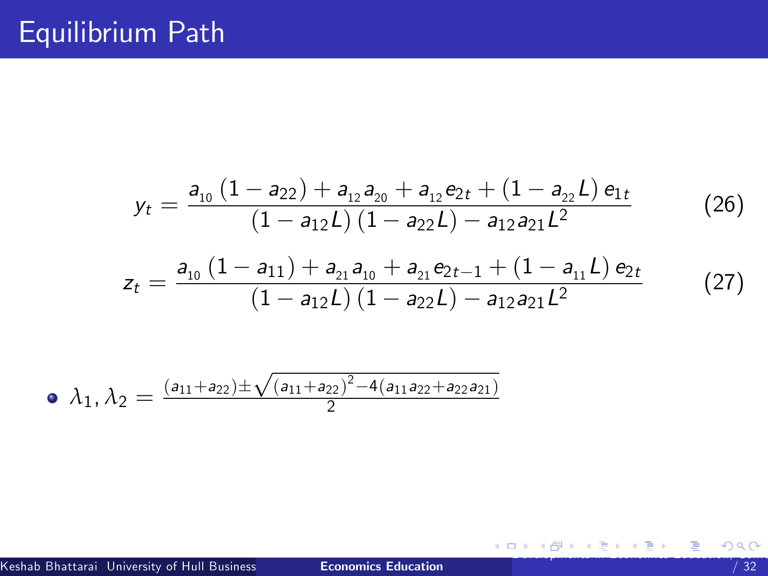# Equilibrium Path

$$y_t = \frac{a_{10}\left(1 - a_{22}\right) + a_{12}a_{20} + a_{12}e_{2t} + \left(1 - a_{22}L\right)e_{1t}}{\left(1 - a_{12}L\right)\left(1 - a_{22}L\right) - a_{12}a_{21}L^2} \tag{26}$$

$$z_t = \frac{a_{10}\left(1 - a_{11}\right) + a_{21}a_{10} + a_{21}e_{2t-1} + \left(1 - a_{11}L\right)e_{2t}}{\left(1 - a_{12}L\right)\left(1 - a_{22}L\right) - a_{12}a_{21}L^2} \tag{27}$$

- $\lambda_1, \lambda_2 = \frac{(a_{11}+a_{22}) \pm \sqrt{(a_{11}+a_{22})^2 - 4(a_{11}a_{22}+a_{22}a_{21})}}{2}$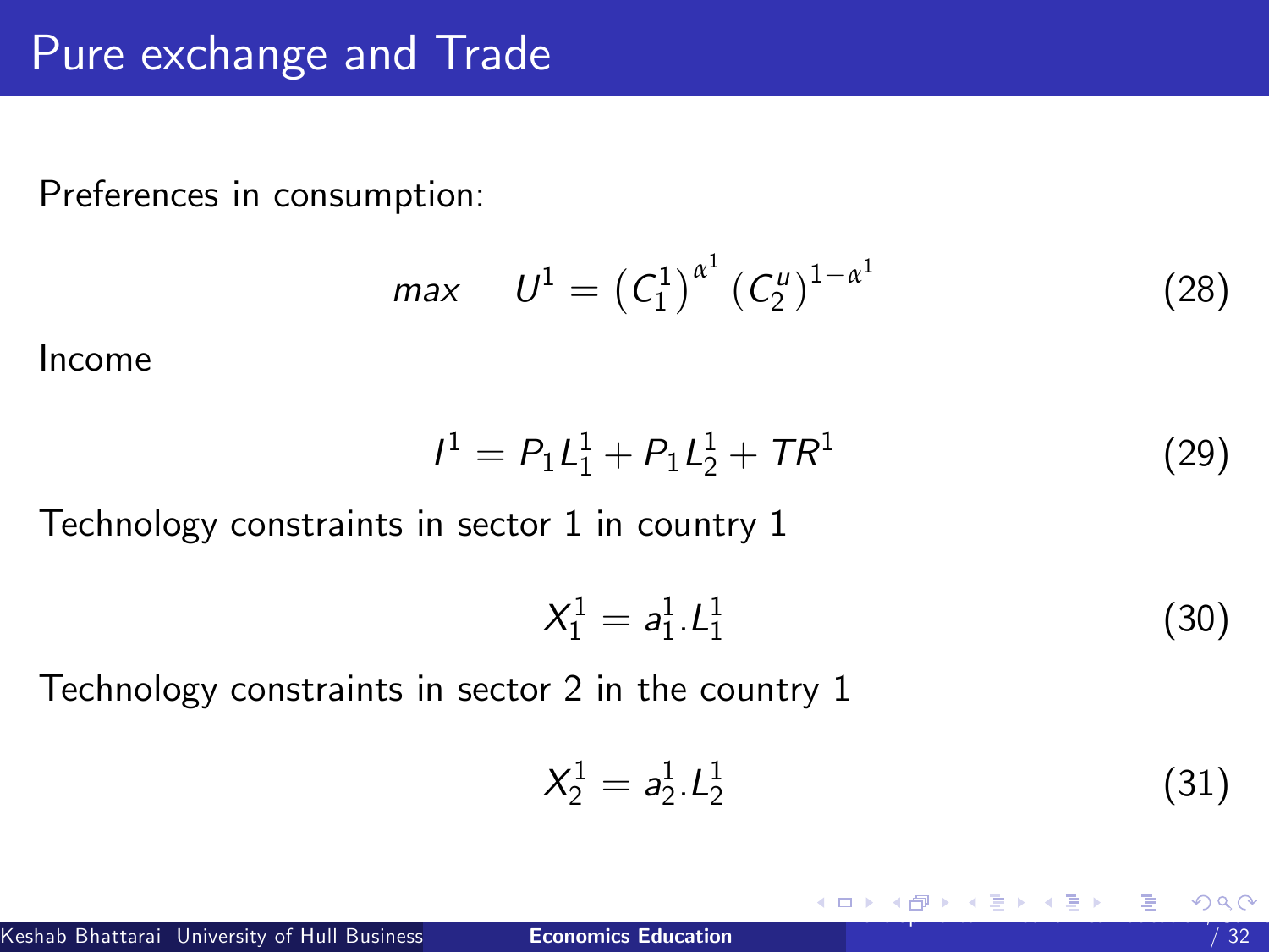# Pure exchange and Trade

Preferences in consumption:

$$max \quad U^1 = \left(C_1^1\right)^{\alpha^1} \left(C_2^u\right)^{1-\alpha^1} \tag{28}$$

Income

$$I^1 = P_1 L_1^1 + P_1 L_2^1 + TR^1 \tag{29}$$

Technology constraints in sector 1 in country 1

$$X_1^1 = a_1^1 . L_1^1 \tag{30}$$

Technology constraints in sector 2 in the country 1

$$X_2^1 = a_2^1 . L_2^1 \tag{31}$$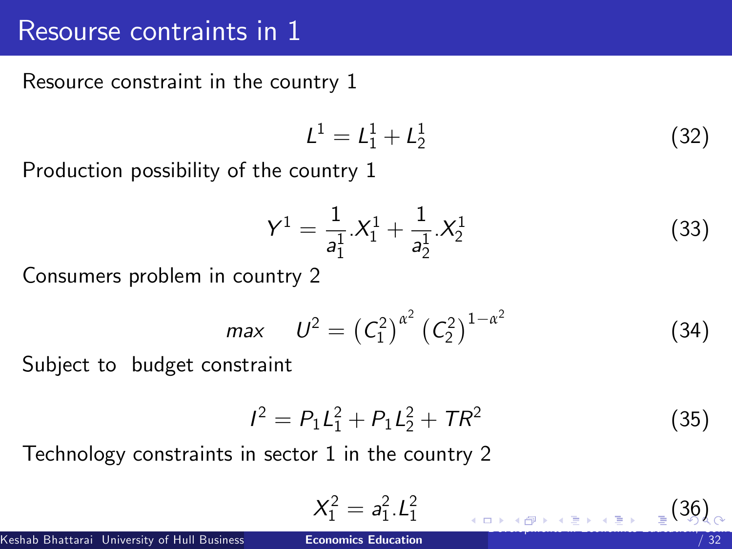# Resourse contraints in 1

Resource constraint in the country 1

$$L^1 = L_1^1 + L_2^1 \tag{32}$$

Production possibility of the country 1

$$Y^1 = \frac{1}{a_1^1}.X_1^1 + \frac{1}{a_2^1}.X_2^1 \tag{33}$$

Consumers problem in country 2

$$max \quad U^2 = \left(C_1^2\right)^{\alpha^2} \left(C_2^2\right)^{1-\alpha^2} \tag{34}$$

Subject to budget constraint

$$I^2 = P_1 L_1^2 + P_1 L_2^2 + TR^2 \tag{35}$$

Technology constraints in sector 1 in the country 2

$$X_1^2 = a_1^2.L_1^2 \tag{36}$$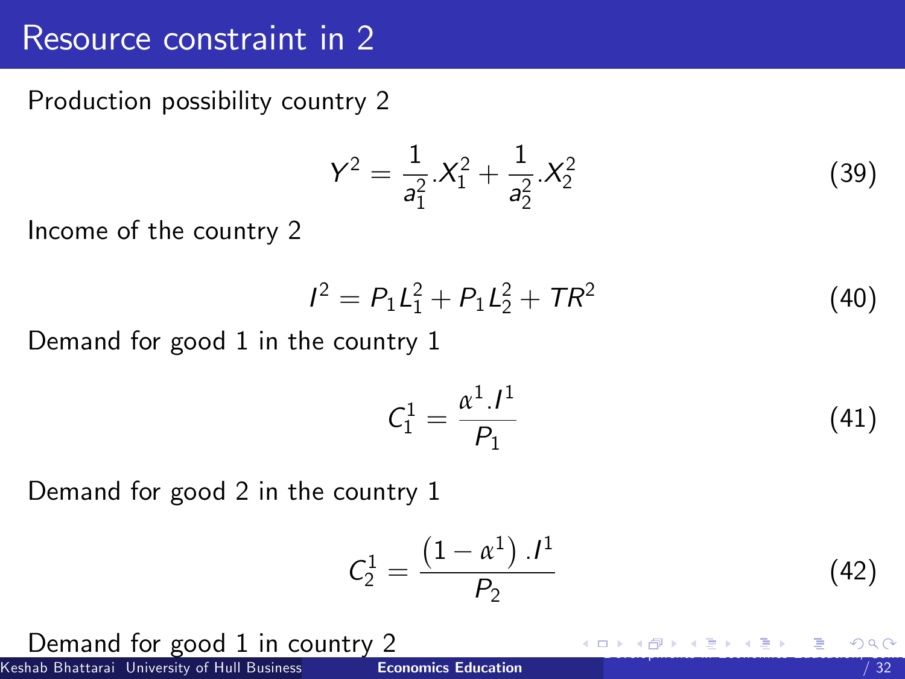# Resource constraint in 2

Production possibility country 2

$$Y^2 = \frac{1}{a_1^2}.X_1^2 + \frac{1}{a_2^2}.X_2^2 \tag{39}$$

Income of the country 2

$$I^2 = P_1 L_1^2 + P_1 L_2^2 + TR^2 \tag{40}$$

Demand for good 1 in the country 1

$$C_1^1 = \frac{\alpha^1.I^1}{P_1} \tag{41}$$

Demand for good 2 in the country 1

$$C_2^1 = \frac{\left(1-\alpha^1\right).I^1}{P_2} \tag{42}$$

Demand for good 1 in country 2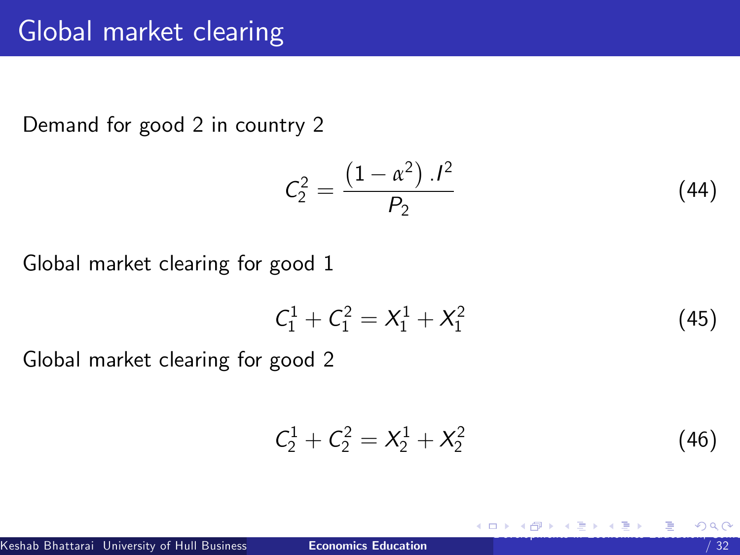# Global market clearing

Demand for good 2 in country 2

$$C_2^2 = \frac{\left(1 - \alpha^2\right).I^2}{P_2} \tag{44}$$

Global market clearing for good 1

$$C_1^1 + C_1^2 = X_1^1 + X_1^2 \tag{45}$$

Global market clearing for good 2

$$C_2^1 + C_2^2 = X_2^1 + X_2^2 \tag{46}$$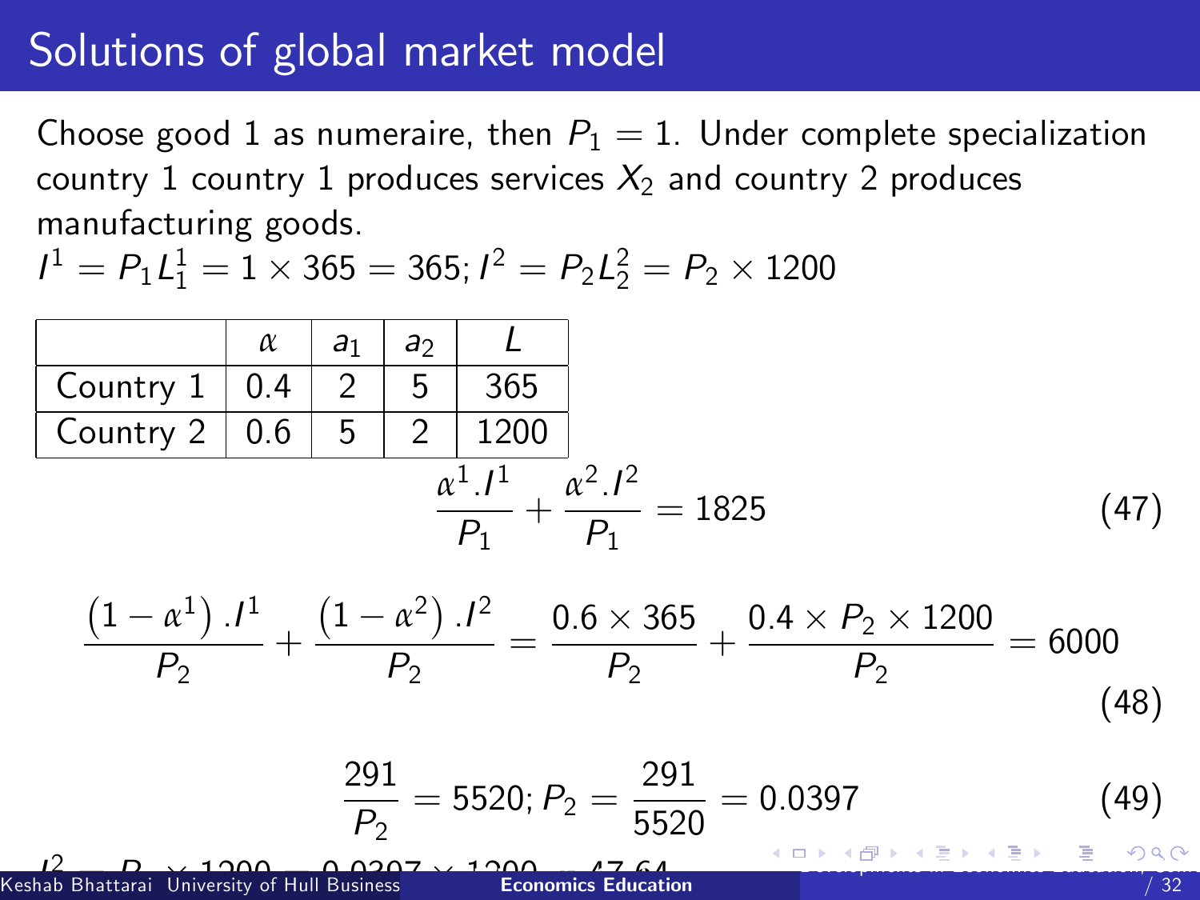# Solutions of global market model

Choose good 1 as numeraire, then $P_1 = 1$. Under complete specialization country 1 country 1 produces services $X_2$ and country 2 produces manufacturing goods.

$I^1 = P_1 L_1^1 = 1 \times 365 = 365; I^2 = P_2 L_2^2 = P_2 \times 1200$

| | $\alpha$ | $a_1$ | $a_2$ | $L$ |
|---|---|---|---|---|
| Country 1 | 0.4 | 2 | 5 | 365 |
| Country 2 | 0.6 | 5 | 2 | 1200 |

$$\frac{\alpha^1 . I^1}{P_1} + \frac{\alpha^2 . I^2}{P_1} = 1825 \tag{47}$$

$$\frac{\left(1 - \alpha^1\right) . I^1}{P_2} + \frac{\left(1 - \alpha^2\right) . I^2}{P_2} = \frac{0.6 \times 365}{P_2} + \frac{0.4 \times P_2 \times 1200}{P_2} = 6000 \tag{48}$$

$$\frac{291}{P_2} = 5520; P_2 = \frac{291}{5520} = 0.0397 \tag{49}$$

$I^2 = P_2 \times 1200 = 0.0397 \times 1200 = 47.64$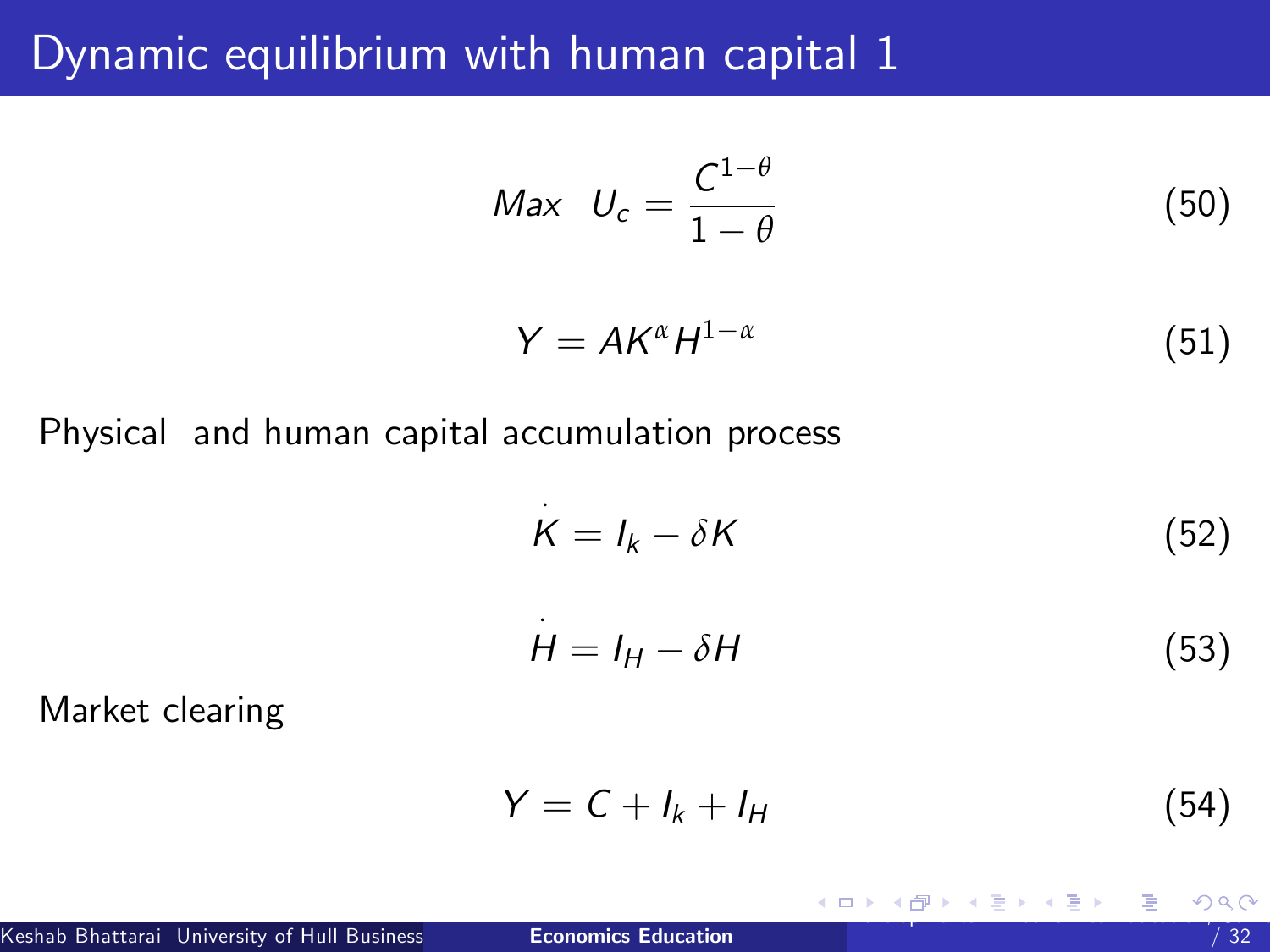# Dynamic equilibrium with human capital 1

$$Max \quad U_c = \frac{C^{1-\theta}}{1-\theta} \tag{50}$$

$$Y = AK^{\alpha}H^{1-\alpha} \tag{51}$$

Physical and human capital accumulation process

$$\dot{K} = I_k - \delta K \tag{52}$$

$$\dot{H} = I_H - \delta H \tag{53}$$

Market clearing

$$Y = C + I_k + I_H \tag{54}$$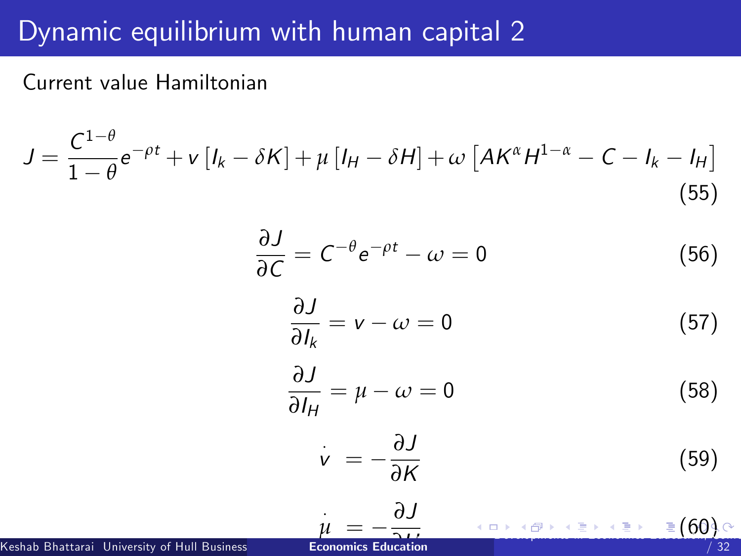# Dynamic equilibrium with human capital 2

Current value Hamiltonian

$$J = \frac{C^{1-\theta}}{1-\theta}e^{-\rho t} + v\left[I_k - \delta K\right] + \mu\left[I_H - \delta H\right] + \omega\left[AK^{\alpha}H^{1-\alpha} - C - I_k - I_H\right] \tag{55}$$

$$\frac{\partial J}{\partial C} = C^{-\theta}e^{-\rho t} - \omega = 0 \tag{56}$$

$$\frac{\partial J}{\partial I_k} = v - \omega = 0 \tag{57}$$

$$\frac{\partial J}{\partial I_H} = \mu - \omega = 0 \tag{58}$$

$$\dot{v} = -\frac{\partial J}{\partial K} \tag{59}$$

$$\dot{\mu} = -\frac{\partial J}{\partial H} \tag{60}$$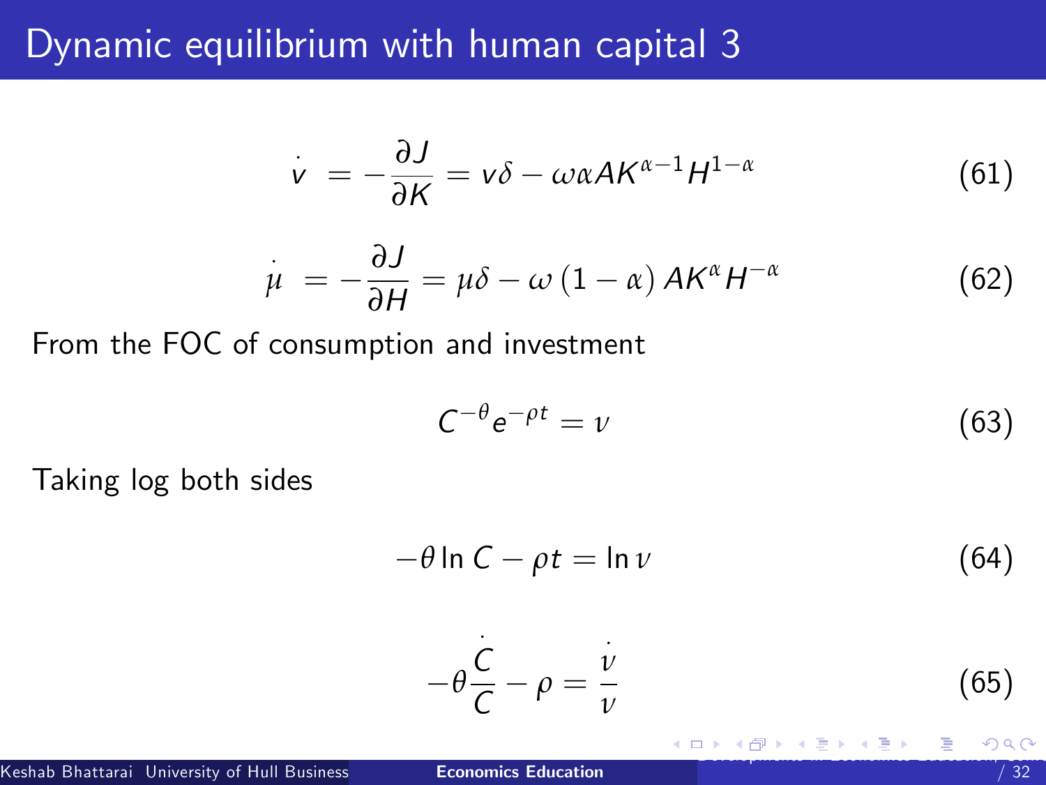# Dynamic equilibrium with human capital 3

$$\dot{v} = -\frac{\partial J}{\partial K} = v\delta - \omega\alpha A K^{\alpha-1} H^{1-\alpha} \tag{61}$$

$$\dot{\mu} = -\frac{\partial J}{\partial H} = \mu\delta - \omega\left(1-\alpha\right) A K^{\alpha} H^{-\alpha} \tag{62}$$

From the FOC of consumption and investment

$$C^{-\theta} e^{-\rho t} = \nu \tag{63}$$

Taking log both sides

$$-\theta \ln C - \rho t = \ln \nu \tag{64}$$

$$-\theta \frac{\dot{C}}{C} - \rho = \frac{\dot{\nu}}{\nu} \tag{65}$$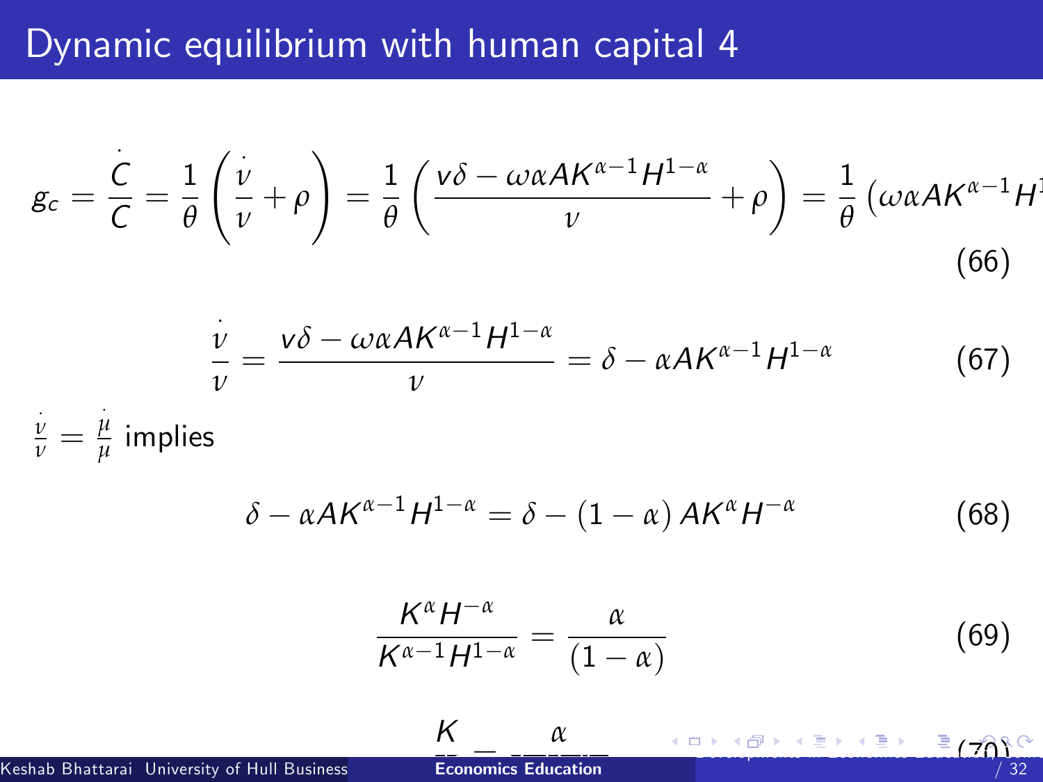# Dynamic equilibrium with human capital 4

$$g_c = \frac{\dot{C}}{C} = \frac{1}{\theta}\left(\frac{\dot{\nu}}{\nu} + \rho\right) = \frac{1}{\theta}\left(\frac{v\delta - \omega\alpha AK^{\alpha-1}H^{1-\alpha}}{\nu} + \rho\right) = \frac{1}{\theta}\left(\omega\alpha AK^{\alpha-1}H^{1}\right. \tag{66}$$

$$\frac{\dot{\nu}}{\nu} = \frac{v\delta - \omega\alpha AK^{\alpha-1}H^{1-\alpha}}{\nu} = \delta - \alpha AK^{\alpha-1}H^{1-\alpha} \tag{67}$$

$\frac{\dot{\nu}}{\nu} = \frac{\dot{\mu}}{\mu}$ implies

$$\delta - \alpha AK^{\alpha-1}H^{1-\alpha} = \delta - (1-\alpha)AK^{\alpha}H^{-\alpha} \tag{68}$$

$$\frac{K^{\alpha}H^{-\alpha}}{K^{\alpha-1}H^{1-\alpha}} = \frac{\alpha}{(1-\alpha)} \tag{69}$$

$$\frac{K}{H} = \frac{\alpha}{\quad} \tag{70}$$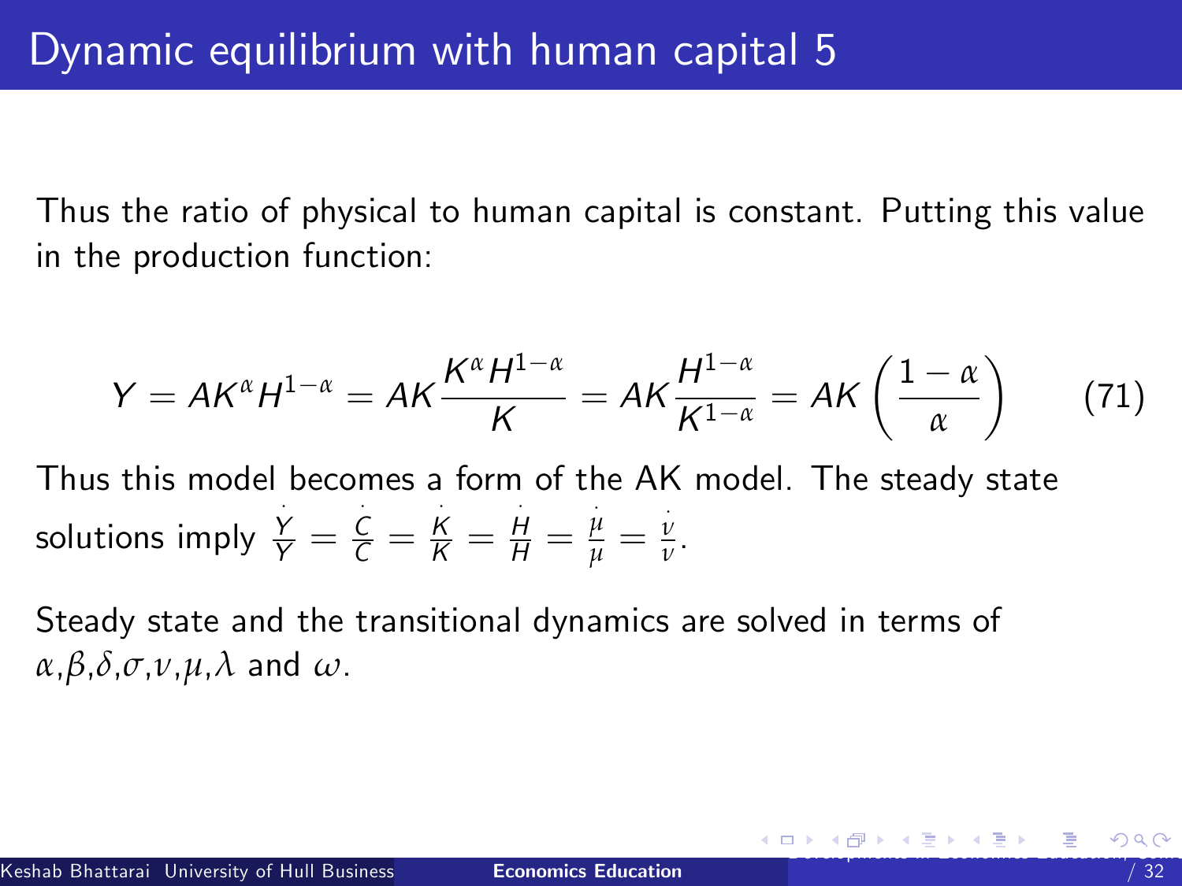# Dynamic equilibrium with human capital 5

Thus the ratio of physical to human capital is constant. Putting this value in the production function:

$$Y = AK^{\alpha}H^{1-\alpha} = AK\frac{K^{\alpha}H^{1-\alpha}}{K} = AK\frac{H^{1-\alpha}}{K^{1-\alpha}} = AK\left(\frac{1-\alpha}{\alpha}\right) \tag{71}$$

Thus this model becomes a form of the AK model. The steady state solutions imply $\frac{\dot{Y}}{Y} = \frac{\dot{C}}{C} = \frac{\dot{K}}{K} = \frac{\dot{H}}{H} = \frac{\dot{\mu}}{\mu} = \frac{\dot{\nu}}{\nu}$.

Steady state and the transitional dynamics are solved in terms of $\alpha$,$\beta$,$\delta$,$\sigma$,$\nu$,$\mu$,$\lambda$ and $\omega$.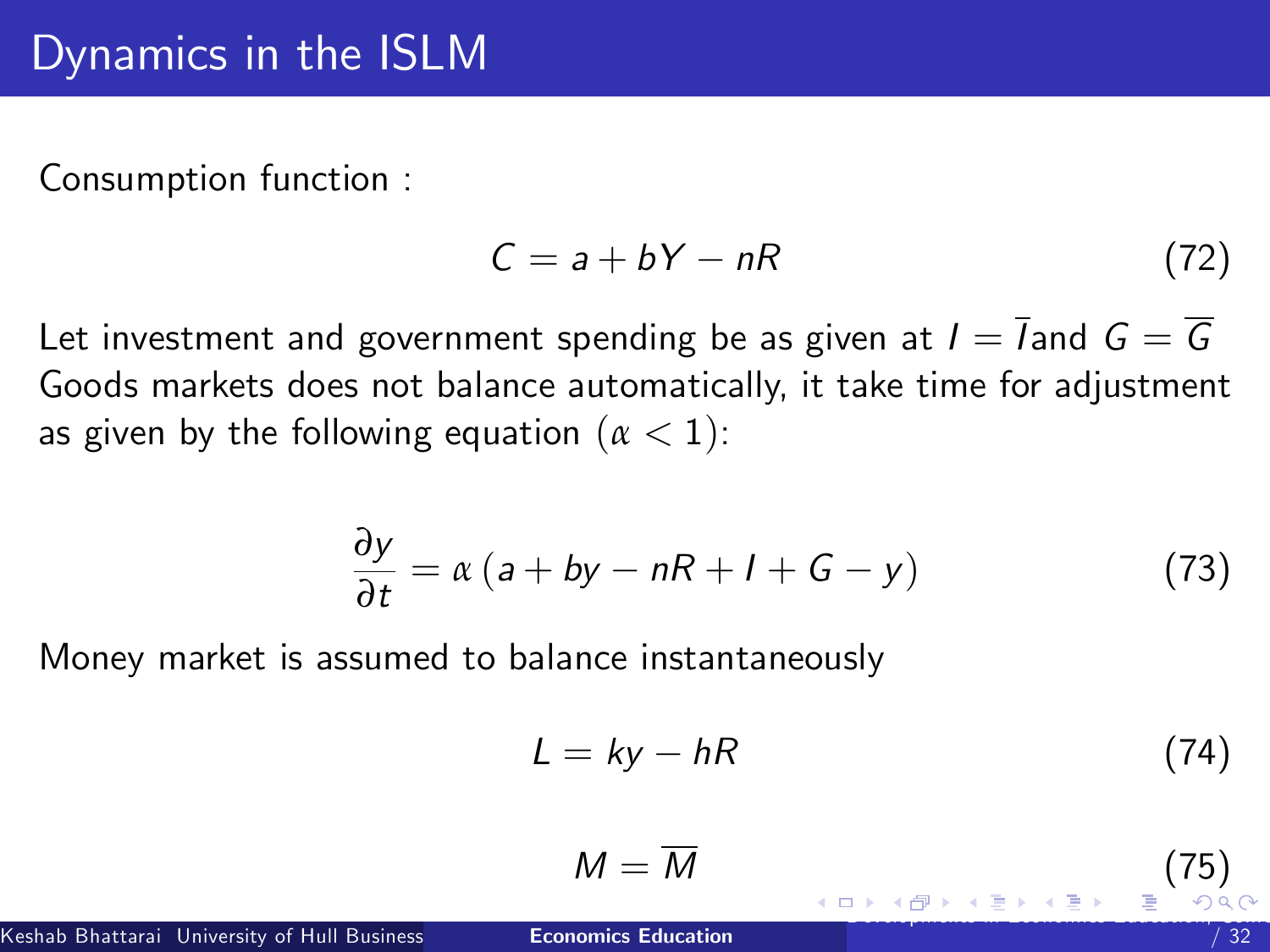# Dynamics in the ISLM

Consumption function :

$$C = a + bY - nR \tag{72}$$

Let investment and government spending be as given at $I = \overline{I}$and $G = \overline{G}$ Goods markets does not balance automatically, it take time for adjustment as given by the following equation ($\alpha < 1$):

$$\frac{\partial y}{\partial t} = \alpha \left( a + by - nR + I + G - y \right) \tag{73}$$

Money market is assumed to balance instantaneously

$$L = ky - hR \tag{74}$$

$$M = \overline{M} \tag{75}$$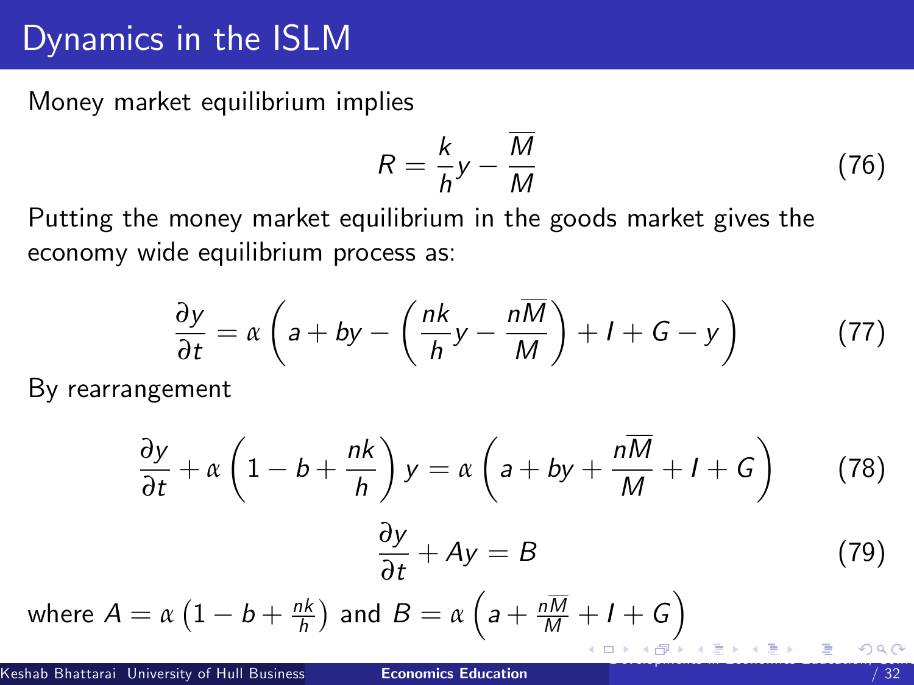# Dynamics in the ISLM

Money market equilibrium implies

$$R = \frac{k}{h}y - \frac{\overline{M}}{M} \tag{76}$$

Putting the money market equilibrium in the goods market gives the economy wide equilibrium process as:

$$\frac{\partial y}{\partial t} = \alpha \left( a + by - \left( \frac{nk}{h}y - \frac{n\overline{M}}{M} \right) + I + G - y \right) \tag{77}$$

By rearrangement

$$\frac{\partial y}{\partial t} + \alpha \left( 1 - b + \frac{nk}{h} \right) y = \alpha \left( a + by + \frac{n\overline{M}}{M} + I + G \right) \tag{78}$$

$$\frac{\partial y}{\partial t} + Ay = B \tag{79}$$

where $A = \alpha \left(1 - b + \frac{nk}{h}\right)$ and $B = \alpha \left( a + \frac{n\overline{M}}{M} + I + G \right)$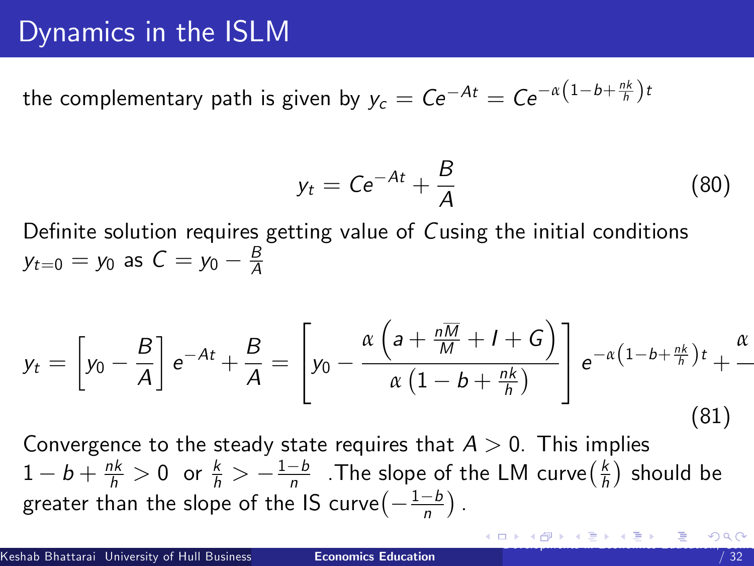# Dynamics in the ISLM

the complementary path is given by $y_c = Ce^{-At} = Ce^{-\alpha\left(1-b+\frac{nk}{h}\right)t}$

$$y_t = Ce^{-At} + \frac{B}{A} \tag{80}$$

Definite solution requires getting value of $C$ using the initial conditions $y_{t=0} = y_0$ as $C = y_0 - \frac{B}{A}$

$$y_t = \left[y_0 - \frac{B}{A}\right]e^{-At} + \frac{B}{A} = \left[y_0 - \frac{\alpha\left(a + \frac{n\overline{M}}{M} + I + G\right)}{\alpha\left(1 - b + \frac{nk}{h}\right)}\right]e^{-\alpha\left(1-b+\frac{nk}{h}\right)t} + \frac{\alpha}{} \tag{81}$$

Convergence to the steady state requires that $A > 0$. This implies $1 - b + \frac{nk}{h} > 0$ or $\frac{k}{h} > -\frac{1-b}{n}$ .The slope of the LM curve$\left(\frac{k}{h}\right)$ should be greater than the slope of the IS curve$\left(-\frac{1-b}{n}\right)$.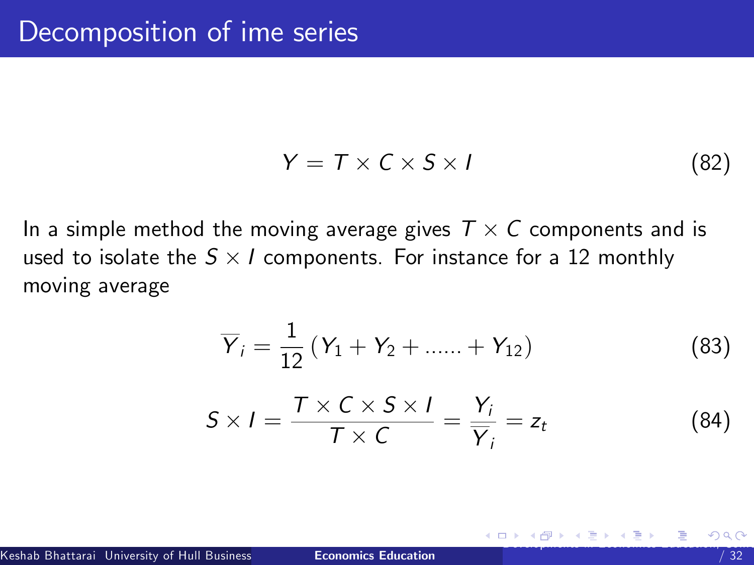# Decomposition of ime series

$$Y = T \times C \times S \times I \tag{82}$$

In a simple method the moving average gives $T \times C$ components and is used to isolate the $S \times I$ components. For instance for a 12 monthly moving average

$$\overline{Y}_i = \frac{1}{12}\left(Y_1 + Y_2 + ...... + Y_{12}\right) \tag{83}$$

$$S \times I = \frac{T \times C \times S \times I}{T \times C} = \frac{Y_i}{\overline{Y}_i} = z_t \tag{84}$$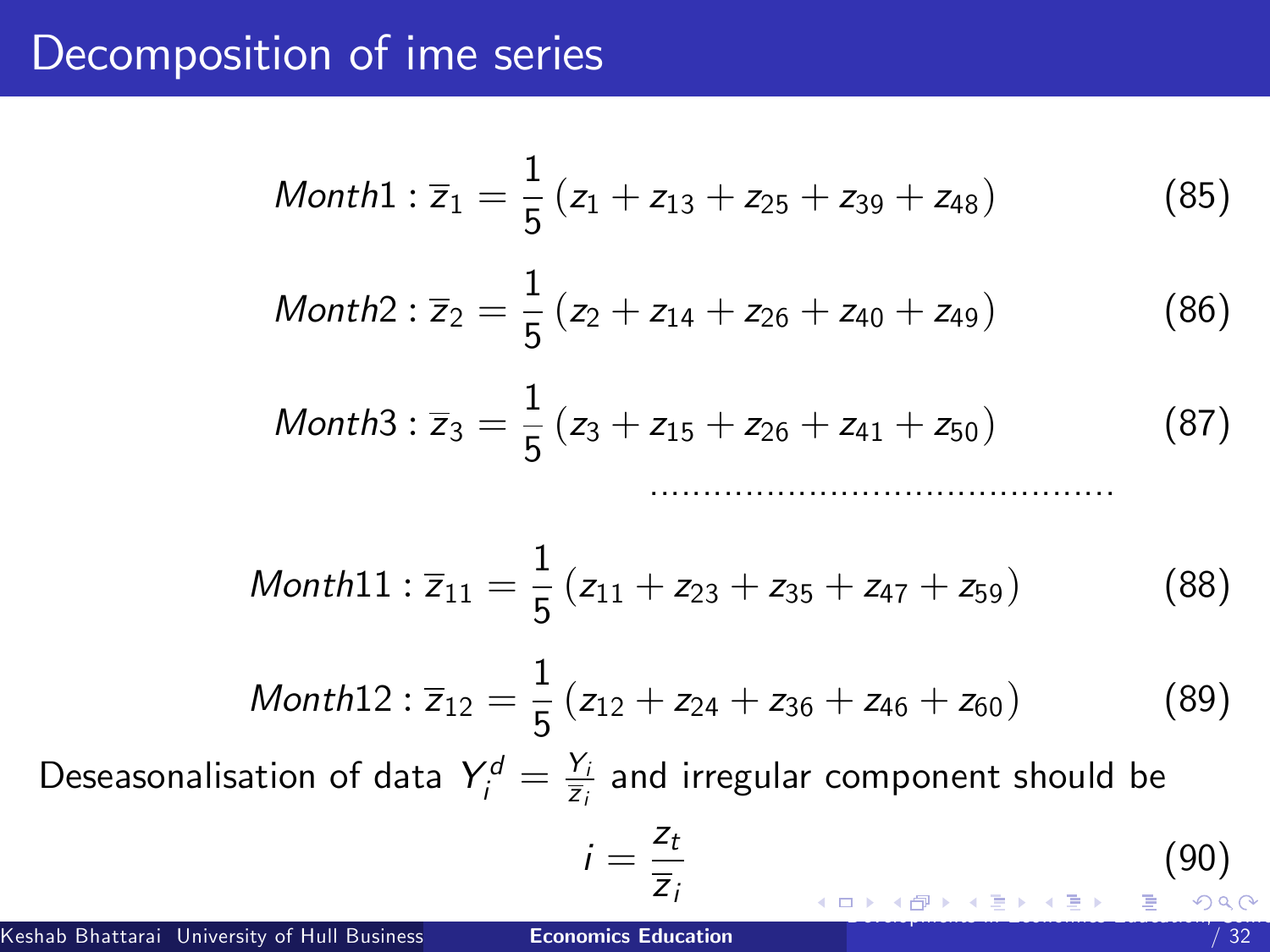## Decomposition of ime series

$$Month1 : \bar{z}_1 = \frac{1}{5}\left(z_1 + z_{13} + z_{25} + z_{39} + z_{48}\right) \tag{85}$$

$$Month2 : \bar{z}_2 = \frac{1}{5}\left(z_2 + z_{14} + z_{26} + z_{40} + z_{49}\right) \tag{86}$$

$$Month3 : \bar{z}_3 = \frac{1}{5}\left(z_3 + z_{15} + z_{26} + z_{41} + z_{50}\right) \tag{87}$$

..........................................

$$Month11 : \bar{z}_{11} = \frac{1}{5}\left(z_{11} + z_{23} + z_{35} + z_{47} + z_{59}\right) \tag{88}$$

$$Month12 : \bar{z}_{12} = \frac{1}{5}\left(z_{12} + z_{24} + z_{36} + z_{46} + z_{60}\right) \tag{89}$$

Deseasonalisation of data $Y_i^d = \frac{Y_i}{\bar{z}_i}$ and irregular component should be

$$i = \frac{z_t}{\bar{z}_i} \tag{90}$$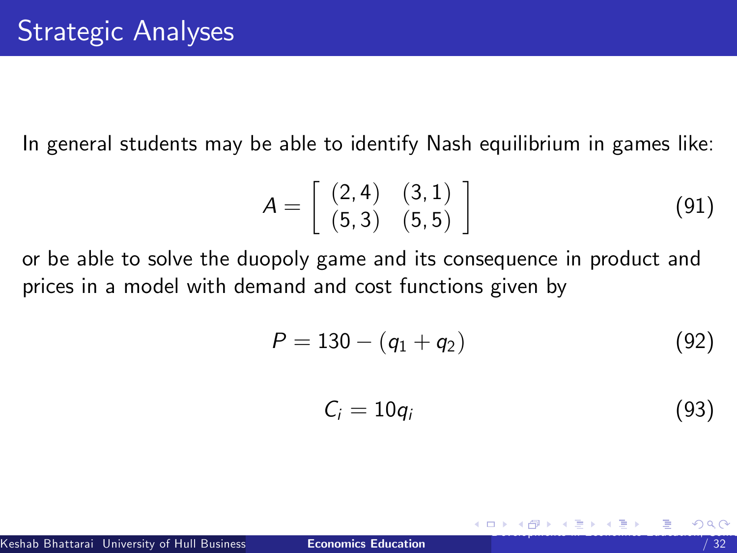# Strategic Analyses

In general students may be able to identify Nash equilibrium in games like:

$$A = \begin{bmatrix} (2,4) & (3,1) \\ (5,3) & (5,5) \end{bmatrix} \tag{91}$$

or be able to solve the duopoly game and its consequence in product and prices in a model with demand and cost functions given by

$$P = 130 - (q_1 + q_2) \tag{92}$$

$$C_i = 10q_i \tag{93}$$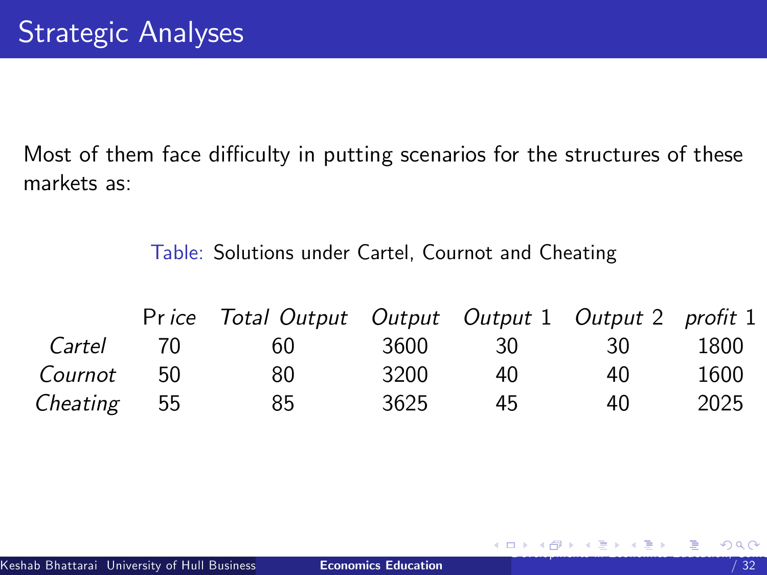# Strategic Analyses

Most of them face difficulty in putting scenarios for the structures of these markets as:

Table: Solutions under Cartel, Cournot and Cheating

| | *Price* | *Total Output* | *Output* | *Output* 1 | *Output* 2 | *profit* 1 |
|---|---|---|---|---|---|---|
| *Cartel* | 70 | 60 | 3600 | 30 | 30 | 1800 |
| *Cournot* | 50 | 80 | 3200 | 40 | 40 | 1600 |
| *Cheating* | 55 | 85 | 3625 | 45 | 40 | 2025 |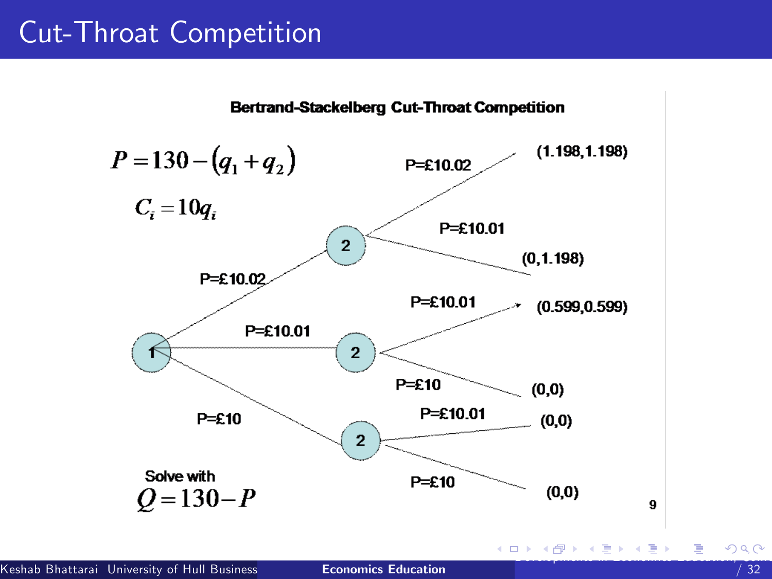# Cut-Throat Competition

**Bertrand-Stackelberg Cut-Throat Competition**

$$P = 130 - (q_1 + q_2)$$

$$C_i = 10q_i$$

| Player 1 | Player 2 | Payoffs |
|---|---|---|
| P=£10.02 | P=£10.02 | (1.198,1.198) |
| P=£10.02 | P=£10.01 | (0,1.198) |
| P=£10.01 | P=£10.01 | (0.599,0.599) |
| P=£10.01 | P=£10 | (0,0) |
| P=£10 | P=£10.01 | (0,0) |
| P=£10 | P=£10 | (0,0) |

Solve with

$$Q = 130 - P$$

9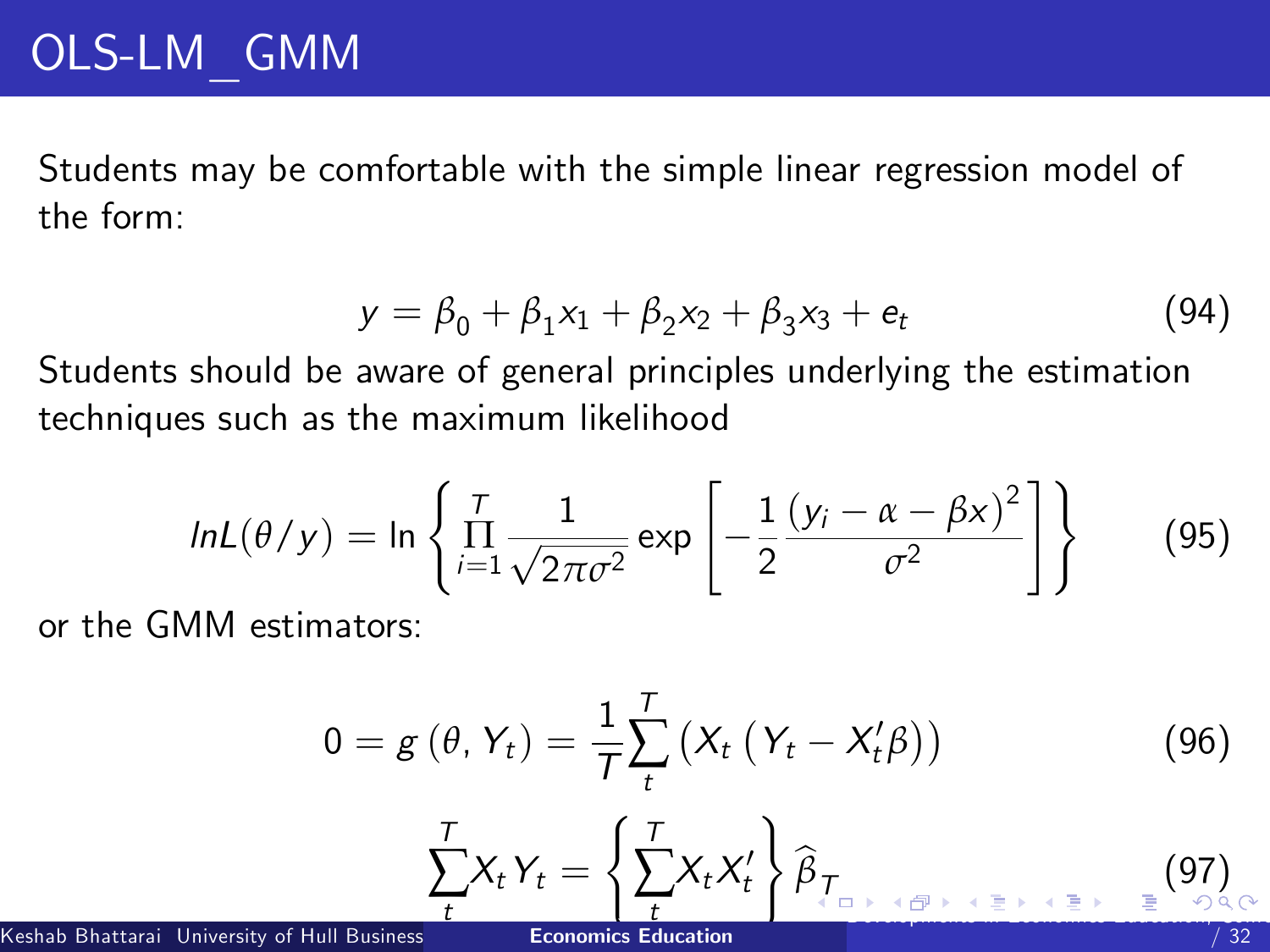# OLS-LM_GMM

Students may be comfortable with the simple linear regression model of the form:

$$y = \beta_0 + \beta_1 x_1 + \beta_2 x_2 + \beta_3 x_3 + e_t \tag{94}$$

Students should be aware of general principles underlying the estimation techniques such as the maximum likelihood

$$lnL(\theta/y) = \ln \left\{ \prod_{i=1}^{T} \frac{1}{\sqrt{2\pi\sigma^2}} \exp \left[ -\frac{1}{2} \frac{(y_i - \alpha - \beta x)^2}{\sigma^2} \right] \right\} \tag{95}$$

or the GMM estimators:

$$0 = g(\theta, Y_t) = \frac{1}{T} \sum_{t}^{T} \left( X_t \left( Y_t - X_t' \beta \right) \right) \tag{96}$$

$$\sum_{t}^{T} X_t Y_t = \left\{ \sum_{t}^{T} X_t X_t' \right\} \widehat{\beta}_T \tag{97}$$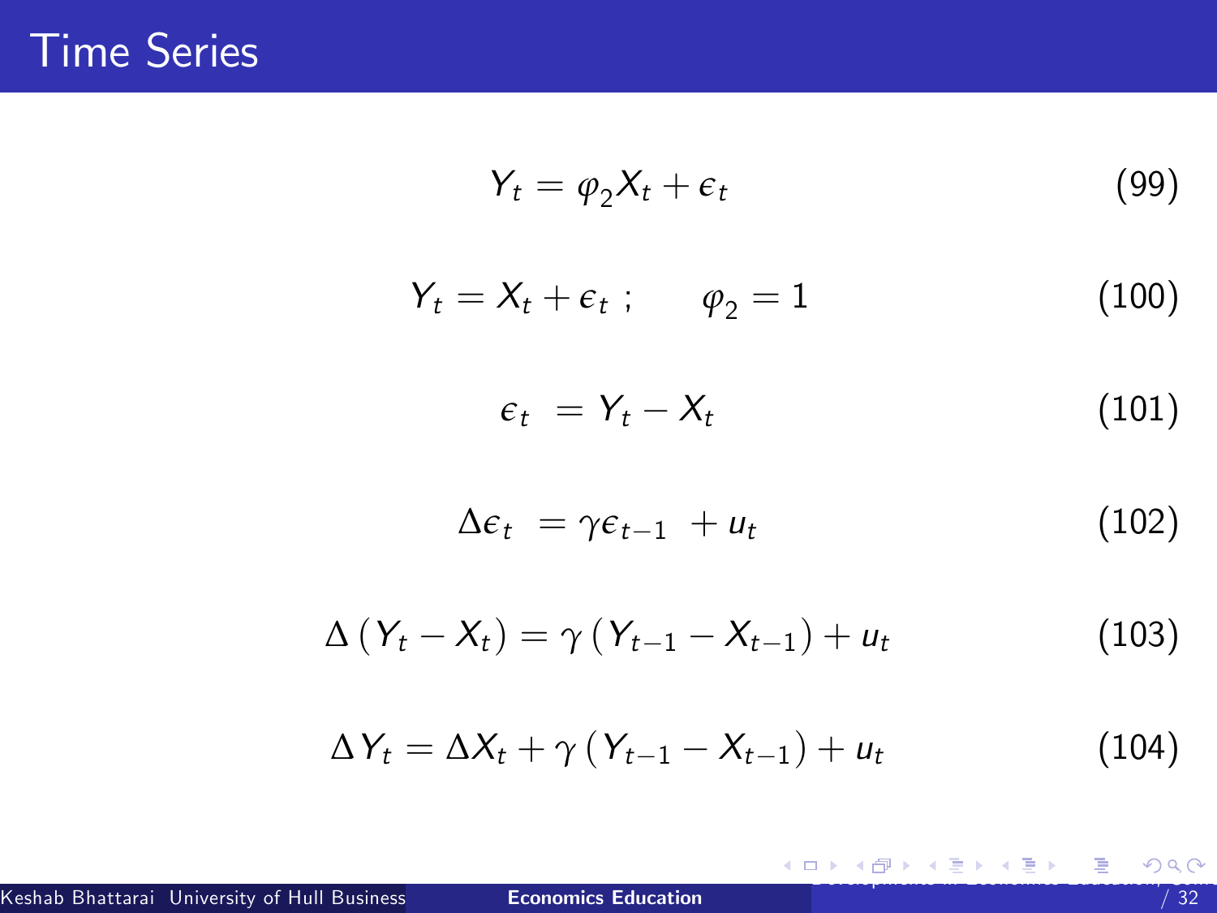# Time Series

$$Y_t = \varphi_2 X_t + \epsilon_t \tag{99}$$

$$Y_t = X_t + \epsilon_t \ ; \qquad \varphi_2 = 1 \tag{100}$$

$$\epsilon_t = Y_t - X_t \tag{101}$$

$$\Delta\epsilon_t = \gamma\epsilon_{t-1} + u_t \tag{102}$$

$$\Delta\left(Y_t - X_t\right) = \gamma\left(Y_{t-1} - X_{t-1}\right) + u_t \tag{103}$$

$$\Delta Y_t = \Delta X_t + \gamma\left(Y_{t-1} - X_{t-1}\right) + u_t \tag{104}$$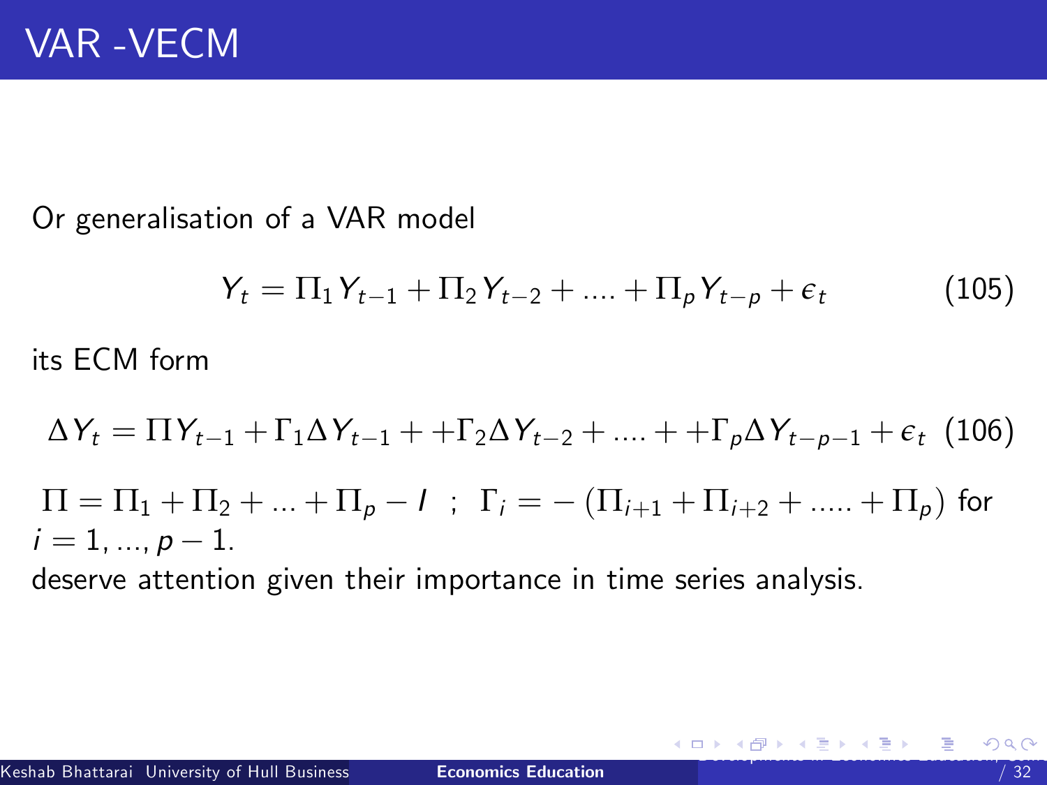# VAR -VECM

Or generalisation of a VAR model

$$Y_t = \Pi_1 Y_{t-1} + \Pi_2 Y_{t-2} + .... + \Pi_p Y_{t-p} + \epsilon_t \tag{105}$$

its ECM form

$$\Delta Y_t = \Pi Y_{t-1} + \Gamma_1 \Delta Y_{t-1} + +\Gamma_2 \Delta Y_{t-2} + .... + +\Gamma_p \Delta Y_{t-p-1} + \epsilon_t \tag{106}$$

$\Pi = \Pi_1 + \Pi_2 + ... + \Pi_p - I$ ; $\Gamma_i = -\left(\Pi_{i+1} + \Pi_{i+2} + ..... + \Pi_p\right)$ for $i = 1, ..., p-1$.

deserve attention given their importance in time series analysis.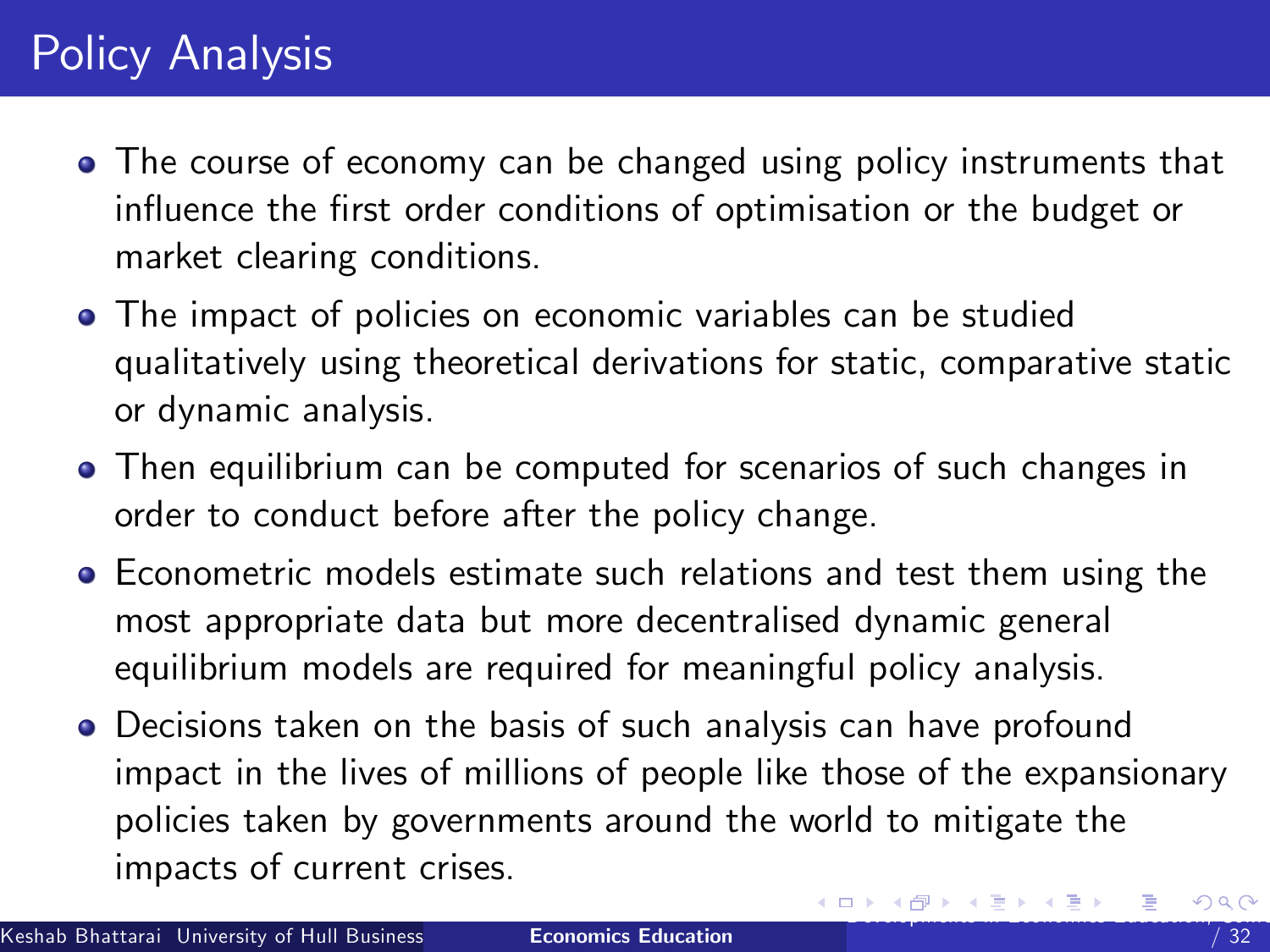# Policy Analysis

- The course of economy can be changed using policy instruments that influence the first order conditions of optimisation or the budget or market clearing conditions.
- The impact of policies on economic variables can be studied qualitatively using theoretical derivations for static, comparative static or dynamic analysis.
- Then equilibrium can be computed for scenarios of such changes in order to conduct before after the policy change.
- Econometric models estimate such relations and test them using the most appropriate data but more decentralised dynamic general equilibrium models are required for meaningful policy analysis.
- Decisions taken on the basis of such analysis can have profound impact in the lives of millions of people like those of the expansionary policies taken by governments around the world to mitigate the impacts of current crises.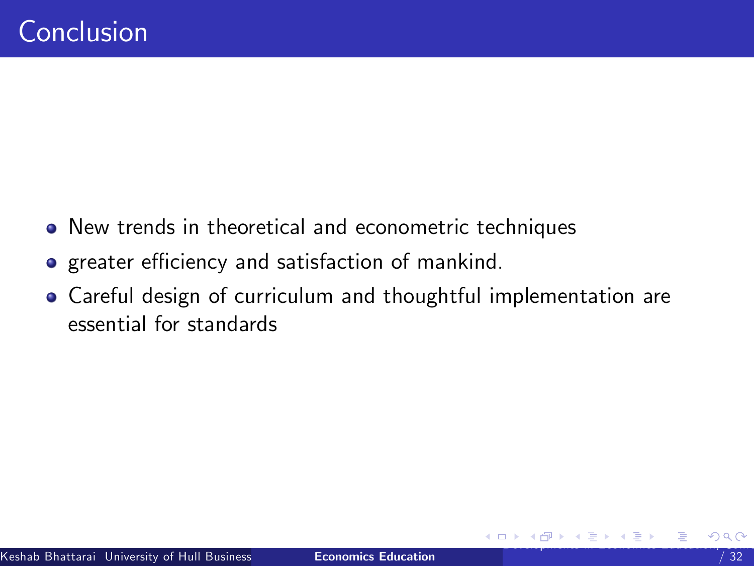# Conclusion

- New trends in theoretical and econometric techniques
- greater efficiency and satisfaction of mankind.
- Careful design of curriculum and thoughtful implementation are essential for standards